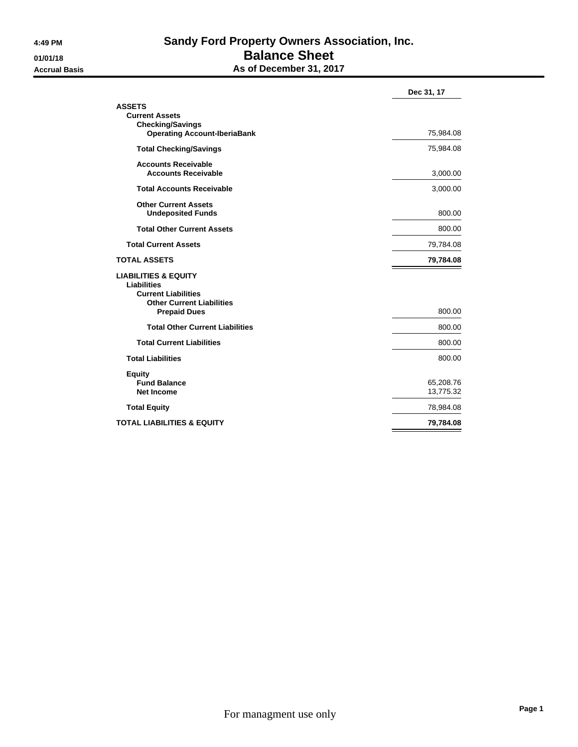4:49 PM
01/01/18
Accrual Basis

# Sandy Ford Property Owners Association, Inc.
## Balance Sheet
### As of December 31, 2017

| | Dec 31, 17 |
|---|---|
| **ASSETS** | |
| **Current Assets** | |
| **Checking/Savings** | |
| **Operating Account-IberiaBank** | 75,984.08 |
| **Total Checking/Savings** | 75,984.08 |
| **Accounts Receivable** | |
| **Accounts Receivable** | 3,000.00 |
| **Total Accounts Receivable** | 3,000.00 |
| **Other Current Assets** | |
| **Undeposited Funds** | 800.00 |
| **Total Other Current Assets** | 800.00 |
| **Total Current Assets** | 79,784.08 |
| **TOTAL ASSETS** | **79,784.08** |
| **LIABILITIES & EQUITY** | |
| **Liabilities** | |
| **Current Liabilities** | |
| **Other Current Liabilities** | |
| **Prepaid Dues** | 800.00 |
| **Total Other Current Liabilities** | 800.00 |
| **Total Current Liabilities** | 800.00 |
| **Total Liabilities** | 800.00 |
| **Equity** | |
| **Fund Balance** | 65,208.76 |
| **Net Income** | 13,775.32 |
| **Total Equity** | 78,984.08 |
| **TOTAL LIABILITIES & EQUITY** | **79,784.08** |

For managment use only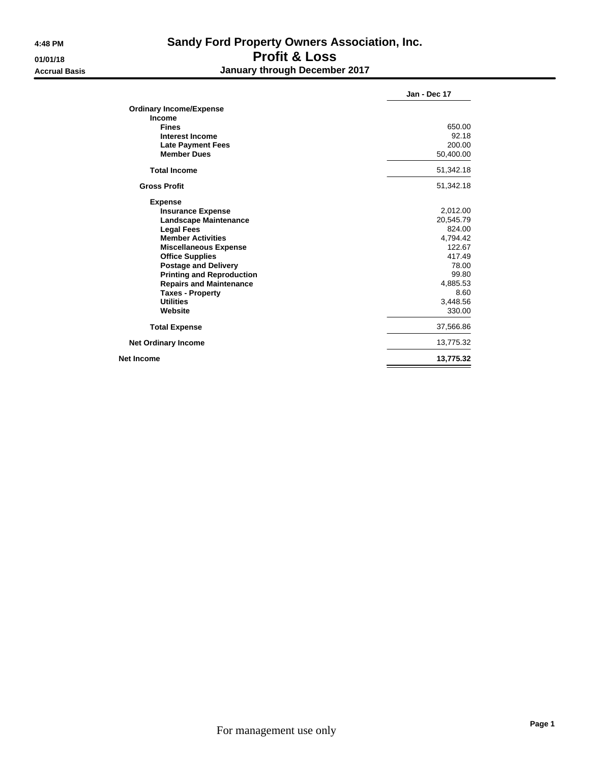# Sandy Ford Property Owners Association, Inc.

## Profit & Loss

### January through December 2017

4:48 PM
01/01/18
Accrual Basis

| | Jan - Dec 17 |
|---|---|
| **Ordinary Income/Expense** | |
| **Income** | |
| **Fines** | 650.00 |
| **Interest Income** | 92.18 |
| **Late Payment Fees** | 200.00 |
| **Member Dues** | 50,400.00 |
| **Total Income** | 51,342.18 |
| **Gross Profit** | 51,342.18 |
| **Expense** | |
| **Insurance Expense** | 2,012.00 |
| **Landscape Maintenance** | 20,545.79 |
| **Legal Fees** | 824.00 |
| **Member Activities** | 4,794.42 |
| **Miscellaneous Expense** | 122.67 |
| **Office Supplies** | 417.49 |
| **Postage and Delivery** | 78.00 |
| **Printing and Reproduction** | 99.80 |
| **Repairs and Maintenance** | 4,885.53 |
| **Taxes - Property** | 8.60 |
| **Utilities** | 3,448.56 |
| **Website** | 330.00 |
| **Total Expense** | 37,566.86 |
| **Net Ordinary Income** | 13,775.32 |
| **Net Income** | **13,775.32** |

For management use only